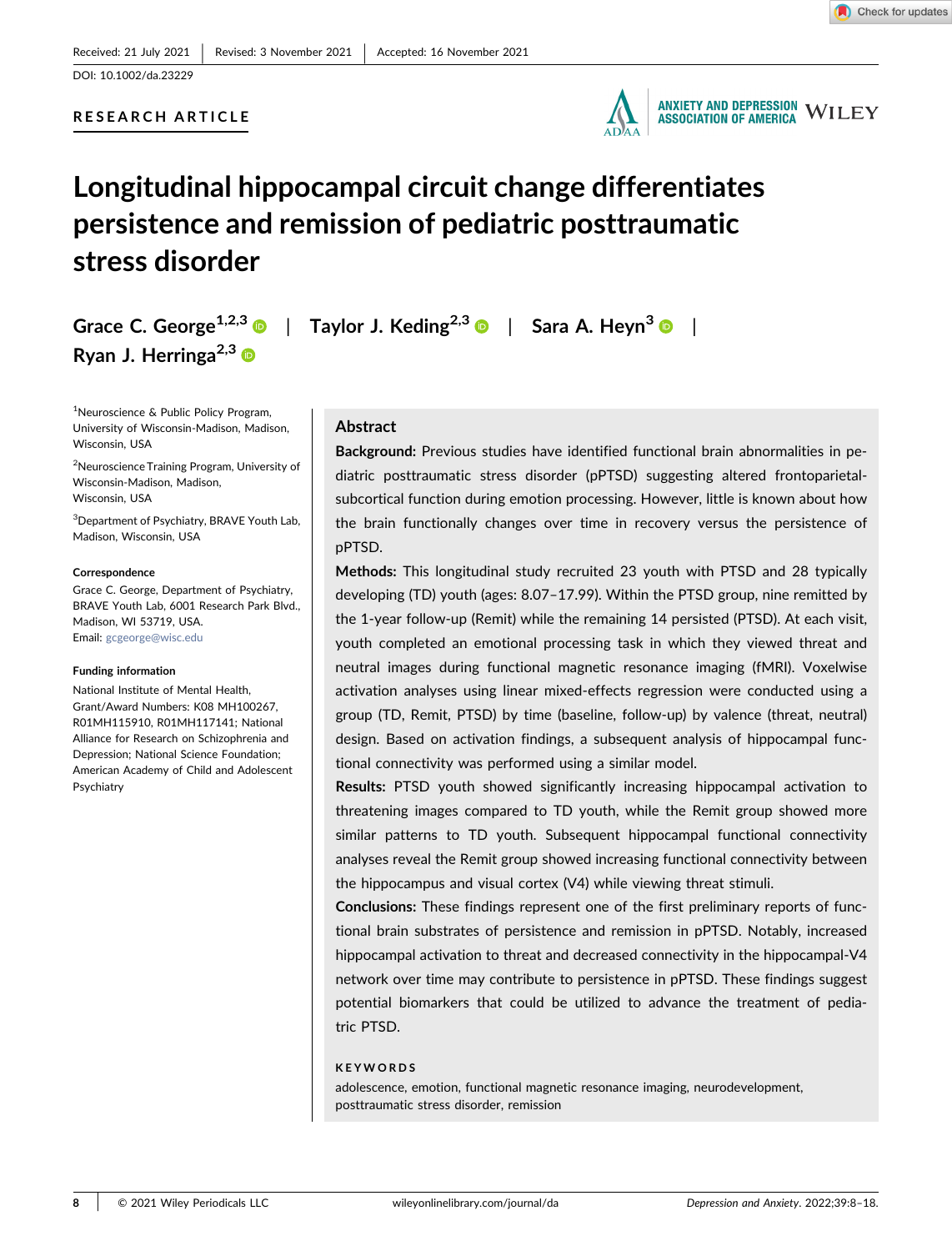Received: 21 July 2021 | Revised: 3 November 2021 | Accepted: 16 November 2021

DOI: 10.1002/da.23229

RESEARCH ARTICLE

# Longitudinal hippocampal circuit change differentiates persistence and remission of pediatric posttraumatic stress disorder

Grace C. George[1,2,3] | Taylor J. Keding[2,3] | Sara A. Heyn[3] | Ryan J. Herringa[2,3]

[1]Neuroscience & Public Policy Program, University of Wisconsin-Madison, Madison, Wisconsin, USA

[2]Neuroscience Training Program, University of Wisconsin-Madison, Madison, Wisconsin, USA

[3]Department of Psychiatry, BRAVE Youth Lab, Madison, Wisconsin, USA

**Correspondence**

Grace C. George, Department of Psychiatry, BRAVE Youth Lab, 6001 Research Park Blvd., Madison, WI 53719, USA.
Email: gcgeorge@wisc.edu

**Funding information**

National Institute of Mental Health, Grant/Award Numbers: K08 MH100267, R01MH115910, R01MH117141; National Alliance for Research on Schizophrenia and Depression; National Science Foundation; American Academy of Child and Adolescent Psychiatry

## Abstract

**Background:** Previous studies have identified functional brain abnormalities in pediatric posttraumatic stress disorder (pPTSD) suggesting altered frontoparietal-subcortical function during emotion processing. However, little is known about how the brain functionally changes over time in recovery versus the persistence of pPTSD.

**Methods:** This longitudinal study recruited 23 youth with PTSD and 28 typically developing (TD) youth (ages: 8.07–17.99). Within the PTSD group, nine remitted by the 1-year follow-up (Remit) while the remaining 14 persisted (PTSD). At each visit, youth completed an emotional processing task in which they viewed threat and neutral images during functional magnetic resonance imaging (fMRI). Voxelwise activation analyses using linear mixed-effects regression were conducted using a group (TD, Remit, PTSD) by time (baseline, follow-up) by valence (threat, neutral) design. Based on activation findings, a subsequent analysis of hippocampal functional connectivity was performed using a similar model.

**Results:** PTSD youth showed significantly increasing hippocampal activation to threatening images compared to TD youth, while the Remit group showed more similar patterns to TD youth. Subsequent hippocampal functional connectivity analyses reveal the Remit group showed increasing functional connectivity between the hippocampus and visual cortex (V4) while viewing threat stimuli.

**Conclusions:** These findings represent one of the first preliminary reports of functional brain substrates of persistence and remission in pPTSD. Notably, increased hippocampal activation to threat and decreased connectivity in the hippocampal-V4 network over time may contribute to persistence in pPTSD. These findings suggest potential biomarkers that could be utilized to advance the treatment of pediatric PTSD.

**KEYWORDS**

adolescence, emotion, functional magnetic resonance imaging, neurodevelopment, posttraumatic stress disorder, remission

© 2021 Wiley Periodicals LLC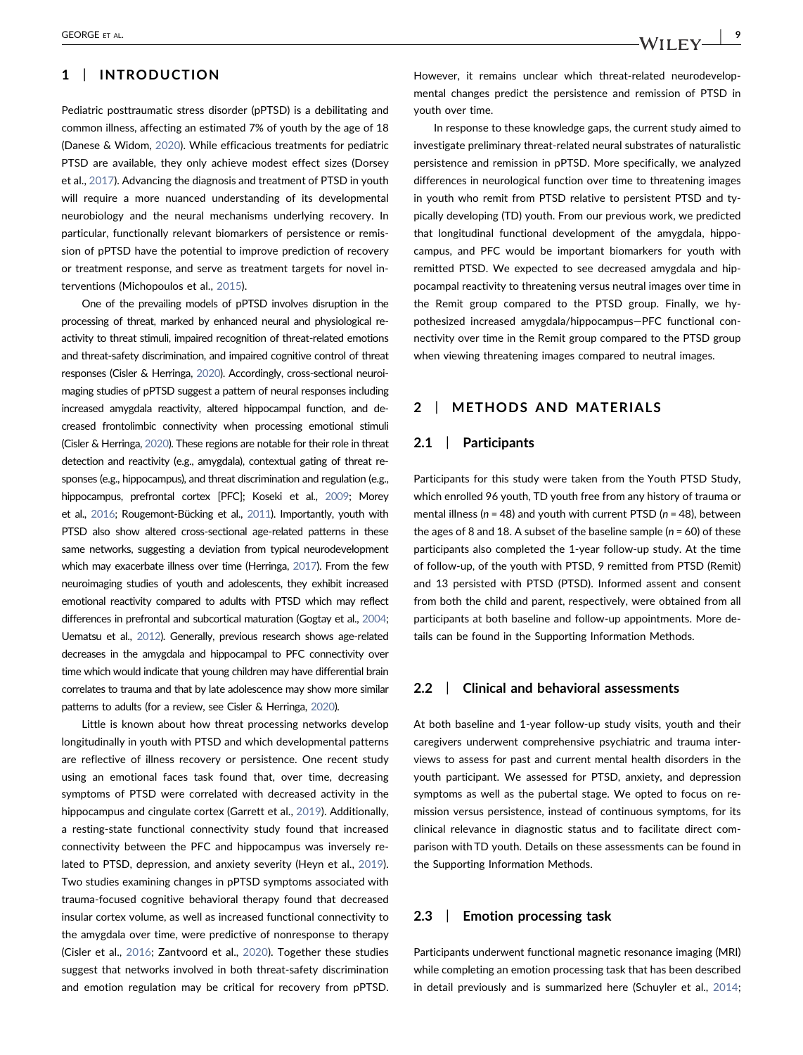## 1 | INTRODUCTION

Pediatric posttraumatic stress disorder (pPTSD) is a debilitating and common illness, affecting an estimated 7% of youth by the age of 18 (Danese & Widom, 2020). While efficacious treatments for pediatric PTSD are available, they only achieve modest effect sizes (Dorsey et al., 2017). Advancing the diagnosis and treatment of PTSD in youth will require a more nuanced understanding of its developmental neurobiology and the neural mechanisms underlying recovery. In particular, functionally relevant biomarkers of persistence or remission of pPTSD have the potential to improve prediction of recovery or treatment response, and serve as treatment targets for novel interventions (Michopoulos et al., 2015).

One of the prevailing models of pPTSD involves disruption in the processing of threat, marked by enhanced neural and physiological reactivity to threat stimuli, impaired recognition of threat-related emotions and threat-safety discrimination, and impaired cognitive control of threat responses (Cisler & Herringa, 2020). Accordingly, cross-sectional neuroimaging studies of pPTSD suggest a pattern of neural responses including increased amygdala reactivity, altered hippocampal function, and decreased frontolimbic connectivity when processing emotional stimuli (Cisler & Herringa, 2020). These regions are notable for their role in threat detection and reactivity (e.g., amygdala), contextual gating of threat responses (e.g., hippocampus), and threat discrimination and regulation (e.g., hippocampus, prefrontal cortex [PFC]; Koseki et al., 2009; Morey et al., 2016; Rougemont-Bücking et al., 2011). Importantly, youth with PTSD also show altered cross-sectional age-related patterns in these same networks, suggesting a deviation from typical neurodevelopment which may exacerbate illness over time (Herringa, 2017). From the few neuroimaging studies of youth and adolescents, they exhibit increased emotional reactivity compared to adults with PTSD which may reflect differences in prefrontal and subcortical maturation (Gogtay et al., 2004; Uematsu et al., 2012). Generally, previous research shows age-related decreases in the amygdala and hippocampal to PFC connectivity over time which would indicate that young children may have differential brain correlates to trauma and that by late adolescence may show more similar patterns to adults (for a review, see Cisler & Herringa, 2020).

Little is known about how threat processing networks develop longitudinally in youth with PTSD and which developmental patterns are reflective of illness recovery or persistence. One recent study using an emotional faces task found that, over time, decreasing symptoms of PTSD were correlated with decreased activity in the hippocampus and cingulate cortex (Garrett et al., 2019). Additionally, a resting-state functional connectivity study found that increased connectivity between the PFC and hippocampus was inversely related to PTSD, depression, and anxiety severity (Heyn et al., 2019). Two studies examining changes in pPTSD symptoms associated with trauma-focused cognitive behavioral therapy found that decreased insular cortex volume, as well as increased functional connectivity to the amygdala over time, were predictive of nonresponse to therapy (Cisler et al., 2016; Zantvoord et al., 2020). Together these studies suggest that networks involved in both threat-safety discrimination and emotion regulation may be critical for recovery from pPTSD. However, it remains unclear which threat-related neurodevelopmental changes predict the persistence and remission of PTSD in youth over time.

In response to these knowledge gaps, the current study aimed to investigate preliminary threat-related neural substrates of naturalistic persistence and remission in pPTSD. More specifically, we analyzed differences in neurological function over time to threatening images in youth who remit from PTSD relative to persistent PTSD and typically developing (TD) youth. From our previous work, we predicted that longitudinal functional development of the amygdala, hippocampus, and PFC would be important biomarkers for youth with remitted PTSD. We expected to see decreased amygdala and hippocampal reactivity to threatening versus neutral images over time in the Remit group compared to the PTSD group. Finally, we hypothesized increased amygdala/hippocampus—PFC functional connectivity over time in the Remit group compared to the PTSD group when viewing threatening images compared to neutral images.

## 2 | METHODS AND MATERIALS

### 2.1 | Participants

Participants for this study were taken from the Youth PTSD Study, which enrolled 96 youth, TD youth free from any history of trauma or mental illness ($n = 48$) and youth with current PTSD ($n = 48$), between the ages of 8 and 18. A subset of the baseline sample ($n = 60$) of these participants also completed the 1-year follow-up study. At the time of follow-up, of the youth with PTSD, 9 remitted from PTSD (Remit) and 13 persisted with PTSD (PTSD). Informed assent and consent from both the child and parent, respectively, were obtained from all participants at both baseline and follow-up appointments. More details can be found in the Supporting Information Methods.

### 2.2 | Clinical and behavioral assessments

At both baseline and 1-year follow-up study visits, youth and their caregivers underwent comprehensive psychiatric and trauma interviews to assess for past and current mental health disorders in the youth participant. We assessed for PTSD, anxiety, and depression symptoms as well as the pubertal stage. We opted to focus on remission versus persistence, instead of continuous symptoms, for its clinical relevance in diagnostic status and to facilitate direct comparison with TD youth. Details on these assessments can be found in the Supporting Information Methods.

### 2.3 | Emotion processing task

Participants underwent functional magnetic resonance imaging (MRI) while completing an emotion processing task that has been described in detail previously and is summarized here (Schuyler et al., 2014;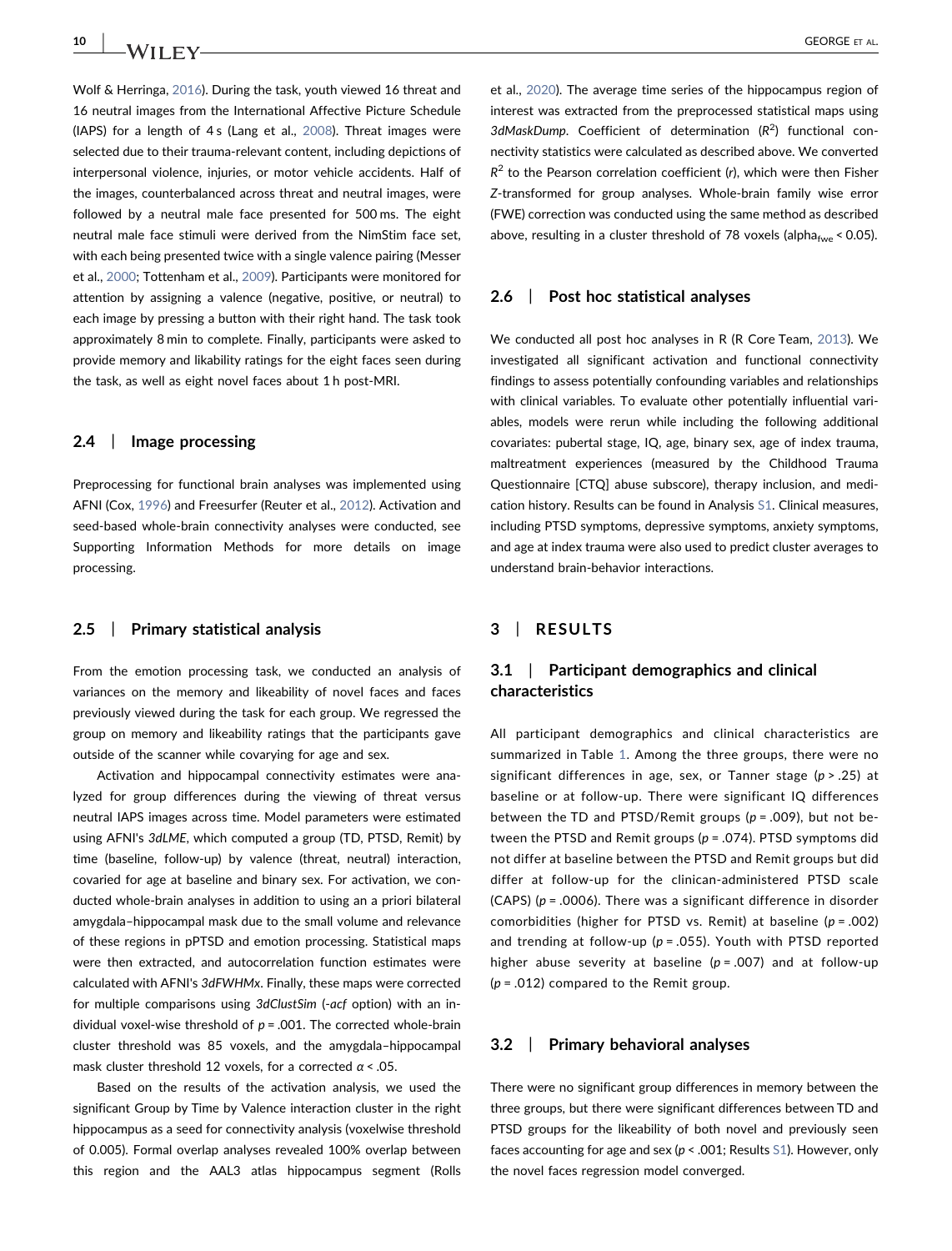Wolf & Herringa, 2016). During the task, youth viewed 16 threat and 16 neutral images from the International Affective Picture Schedule (IAPS) for a length of 4 s (Lang et al., 2008). Threat images were selected due to their trauma-relevant content, including depictions of interpersonal violence, injuries, or motor vehicle accidents. Half of the images, counterbalanced across threat and neutral images, were followed by a neutral male face presented for 500 ms. The eight neutral male face stimuli were derived from the NimStim face set, with each being presented twice with a single valence pairing (Messer et al., 2000; Tottenham et al., 2009). Participants were monitored for attention by assigning a valence (negative, positive, or neutral) to each image by pressing a button with their right hand. The task took approximately 8 min to complete. Finally, participants were asked to provide memory and likability ratings for the eight faces seen during the task, as well as eight novel faces about 1 h post-MRI.

## 2.4 | Image processing

Preprocessing for functional brain analyses was implemented using AFNI (Cox, 1996) and Freesurfer (Reuter et al., 2012). Activation and seed-based whole-brain connectivity analyses were conducted, see Supporting Information Methods for more details on image processing.

## 2.5 | Primary statistical analysis

From the emotion processing task, we conducted an analysis of variances on the memory and likeability of novel faces and faces previously viewed during the task for each group. We regressed the group on memory and likeability ratings that the participants gave outside of the scanner while covarying for age and sex.

Activation and hippocampal connectivity estimates were analyzed for group differences during the viewing of threat versus neutral IAPS images across time. Model parameters were estimated using AFNI's *3dLME*, which computed a group (TD, PTSD, Remit) by time (baseline, follow-up) by valence (threat, neutral) interaction, covaried for age at baseline and binary sex. For activation, we conducted whole-brain analyses in addition to using an a priori bilateral amygdala–hippocampal mask due to the small volume and relevance of these regions in pPTSD and emotion processing. Statistical maps were then extracted, and autocorrelation function estimates were calculated with AFNI's *3dFWHMx*. Finally, these maps were corrected for multiple comparisons using *3dClustSim* (*-acf* option) with an individual voxel-wise threshold of $p = .001$. The corrected whole-brain cluster threshold was 85 voxels, and the amygdala–hippocampal mask cluster threshold 12 voxels, for a corrected $\alpha < .05$.

Based on the results of the activation analysis, we used the significant Group by Time by Valence interaction cluster in the right hippocampus as a seed for connectivity analysis (voxelwise threshold of 0.005). Formal overlap analyses revealed 100% overlap between this region and the AAL3 atlas hippocampus segment (Rolls et al., 2020). The average time series of the hippocampus region of interest was extracted from the preprocessed statistical maps using *3dMaskDump*. Coefficient of determination ($R^2$) functional connectivity statistics were calculated as described above. We converted $R^2$ to the Pearson correlation coefficient ($r$), which were then Fisher $Z$-transformed for group analyses. Whole-brain family wise error (FWE) correction was conducted using the same method as described above, resulting in a cluster threshold of 78 voxels ($\text{alpha}_{\text{fwe}} < 0.05$).

## 2.6 | Post hoc statistical analyses

We conducted all post hoc analyses in R (R Core Team, 2013). We investigated all significant activation and functional connectivity findings to assess potentially confounding variables and relationships with clinical variables. To evaluate other potentially influential variables, models were rerun while including the following additional covariates: pubertal stage, IQ, age, binary sex, age of index trauma, maltreatment experiences (measured by the Childhood Trauma Questionnaire [CTQ] abuse subscore), therapy inclusion, and medication history. Results can be found in Analysis S1. Clinical measures, including PTSD symptoms, depressive symptoms, anxiety symptoms, and age at index trauma were also used to predict cluster averages to understand brain-behavior interactions.

# 3 | RESULTS

## 3.1 | Participant demographics and clinical characteristics

All participant demographics and clinical characteristics are summarized in Table 1. Among the three groups, there were no significant differences in age, sex, or Tanner stage ($p > .25$) at baseline or at follow-up. There were significant IQ differences between the TD and PTSD/Remit groups ($p = .009$), but not between the PTSD and Remit groups ($p = .074$). PTSD symptoms did not differ at baseline between the PTSD and Remit groups but did differ at follow-up for the clinican-administered PTSD scale (CAPS) ($p = .0006$). There was a significant difference in disorder comorbidities (higher for PTSD vs. Remit) at baseline ($p = .002$) and trending at follow-up ($p = .055$). Youth with PTSD reported higher abuse severity at baseline ($p = .007$) and at follow-up ($p = .012$) compared to the Remit group.

## 3.2 | Primary behavioral analyses

There were no significant group differences in memory between the three groups, but there were significant differences between TD and PTSD groups for the likeability of both novel and previously seen faces accounting for age and sex ($p < .001$; Results S1). However, only the novel faces regression model converged.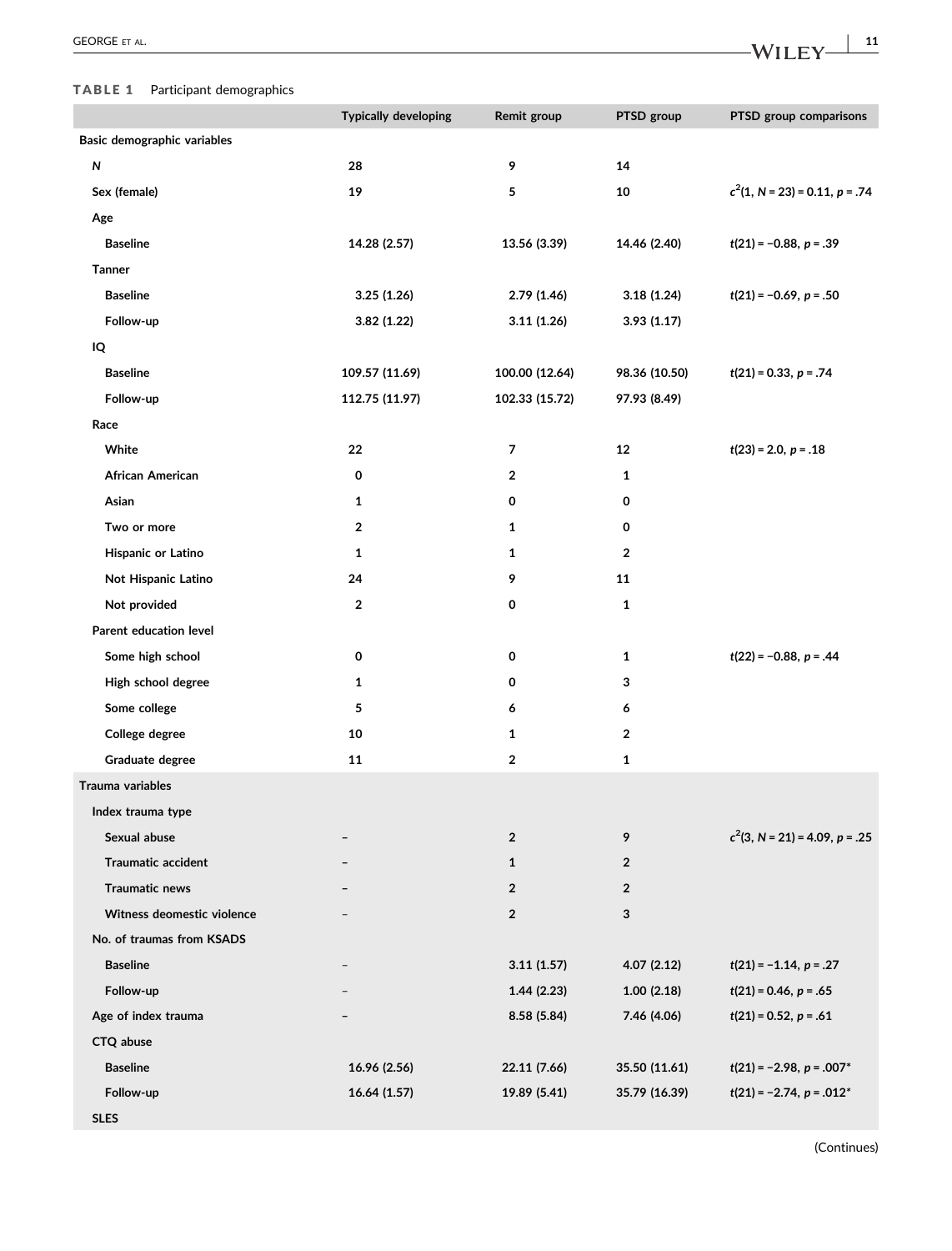**TABLE 1** Participant demographics

| | Typically developing | Remit group | PTSD group | PTSD group comparisons |
|---|---|---|---|---|
| **Basic demographic variables** | | | | |
| *N* | 28 | 9 | 14 | |
| Sex (female) | 19 | 5 | 10 | $c^2(1, N = 23) = 0.11$, $p = .74$ |
| Age | | | | |
| Baseline | 14.28 (2.57) | 13.56 (3.39) | 14.46 (2.40) | $t(21) = -0.88$, $p = .39$ |
| Tanner | | | | |
| Baseline | 3.25 (1.26) | 2.79 (1.46) | 3.18 (1.24) | $t(21) = -0.69$, $p = .50$ |
| Follow-up | 3.82 (1.22) | 3.11 (1.26) | 3.93 (1.17) | |
| IQ | | | | |
| Baseline | 109.57 (11.69) | 100.00 (12.64) | 98.36 (10.50) | $t(21) = 0.33$, $p = .74$ |
| Follow-up | 112.75 (11.97) | 102.33 (15.72) | 97.93 (8.49) | |
| Race | | | | |
| White | 22 | 7 | 12 | $t(23) = 2.0$, $p = .18$ |
| African American | 0 | 2 | 1 | |
| Asian | 1 | 0 | 0 | |
| Two or more | 2 | 1 | 0 | |
| Hispanic or Latino | 1 | 1 | 2 | |
| Not Hispanic Latino | 24 | 9 | 11 | |
| Not provided | 2 | 0 | 1 | |
| Parent education level | | | | |
| Some high school | 0 | 0 | 1 | $t(22) = -0.88$, $p = .44$ |
| High school degree | 1 | 0 | 3 | |
| Some college | 5 | 6 | 6 | |
| College degree | 10 | 1 | 2 | |
| Graduate degree | 11 | 2 | 1 | |
| **Trauma variables** | | | | |
| Index trauma type | | | | |
| Sexual abuse | – | 2 | 9 | $c^2(3, N = 21) = 4.09$, $p = .25$ |
| Traumatic accident | – | 1 | 2 | |
| Traumatic news | – | 2 | 2 | |
| Witness deomestic violence | – | 2 | 3 | |
| No. of traumas from KSADS | | | | |
| Baseline | – | 3.11 (1.57) | 4.07 (2.12) | $t(21) = -1.14$, $p = .27$ |
| Follow-up | – | 1.44 (2.23) | 1.00 (2.18) | $t(21) = 0.46$, $p = .65$ |
| Age of index trauma | – | 8.58 (5.84) | 7.46 (4.06) | $t(21) = 0.52$, $p = .61$ |
| CTQ abuse | | | | |
| Baseline | 16.96 (2.56) | 22.11 (7.66) | 35.50 (11.61) | $t(21) = -2.98$, $p = .007$* |
| Follow-up | 16.64 (1.57) | 19.89 (5.41) | 35.79 (16.39) | $t(21) = -2.74$, $p = .012$* |
| SLES | | | | |

(Continues)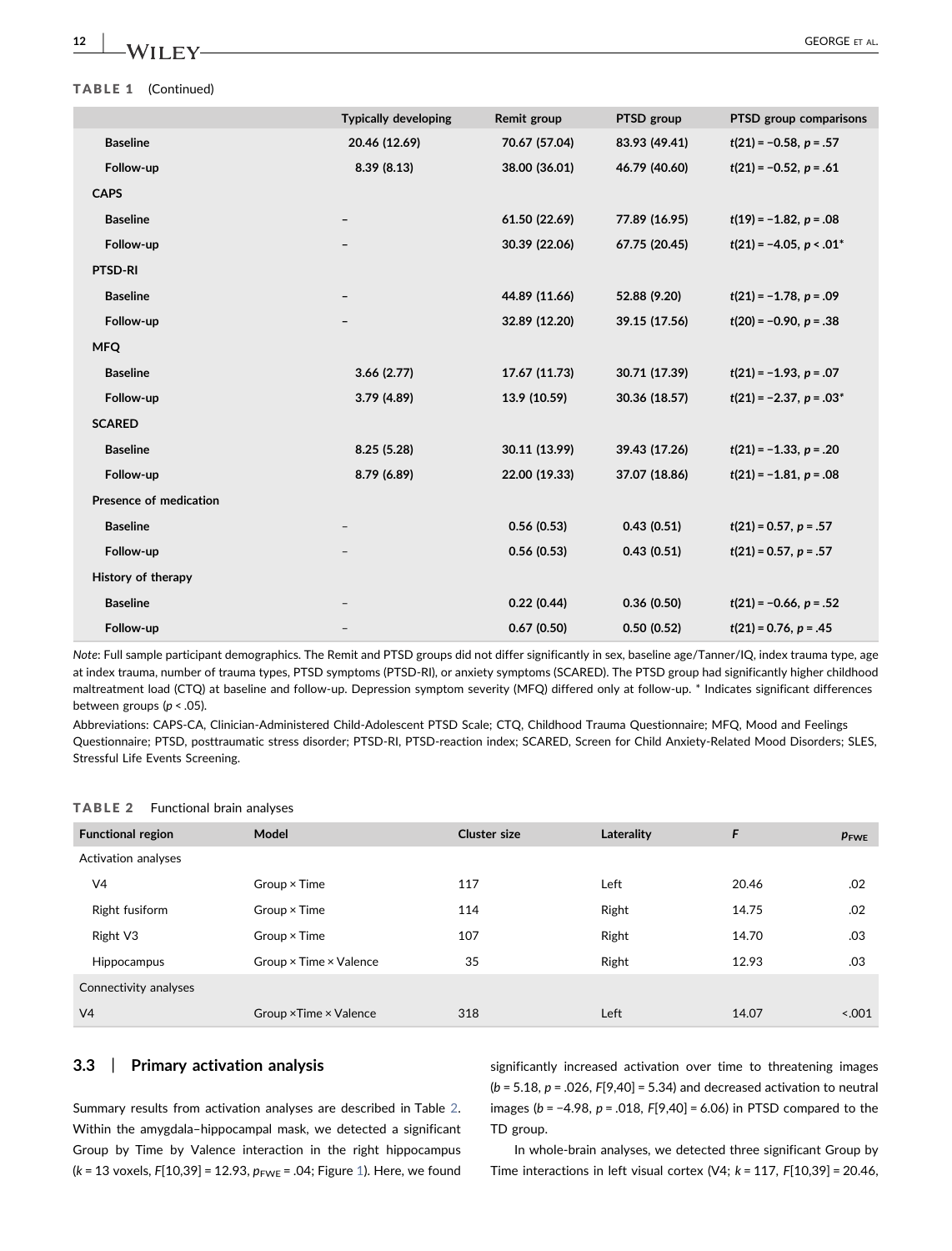**TABLE 1** (Continued)

| | Typically developing | Remit group | PTSD group | PTSD group comparisons |
|---|---|---|---|---|
| Baseline | 20.46 (12.69) | 70.67 (57.04) | 83.93 (49.41) | $t(21) = -0.58$, $p = .57$ |
| Follow-up | 8.39 (8.13) | 38.00 (36.01) | 46.79 (40.60) | $t(21) = -0.52$, $p = .61$ |
| CAPS | | | | |
| Baseline | – | 61.50 (22.69) | 77.89 (16.95) | $t(19) = -1.82$, $p = .08$ |
| Follow-up | – | 30.39 (22.06) | 67.75 (20.45) | $t(21) = -4.05$, $p < .01$* |
| PTSD-RI | | | | |
| Baseline | – | 44.89 (11.66) | 52.88 (9.20) | $t(21) = -1.78$, $p = .09$ |
| Follow-up | – | 32.89 (12.20) | 39.15 (17.56) | $t(20) = -0.90$, $p = .38$ |
| MFQ | | | | |
| Baseline | 3.66 (2.77) | 17.67 (11.73) | 30.71 (17.39) | $t(21) = -1.93$, $p = .07$ |
| Follow-up | 3.79 (4.89) | 13.9 (10.59) | 30.36 (18.57) | $t(21) = -2.37$, $p = .03$* |
| SCARED | | | | |
| Baseline | 8.25 (5.28) | 30.11 (13.99) | 39.43 (17.26) | $t(21) = -1.33$, $p = .20$ |
| Follow-up | 8.79 (6.89) | 22.00 (19.33) | 37.07 (18.86) | $t(21) = -1.81$, $p = .08$ |
| Presence of medication | | | | |
| Baseline | – | 0.56 (0.53) | 0.43 (0.51) | $t(21) = 0.57$, $p = .57$ |
| Follow-up | – | 0.56 (0.53) | 0.43 (0.51) | $t(21) = 0.57$, $p = .57$ |
| History of therapy | | | | |
| Baseline | – | 0.22 (0.44) | 0.36 (0.50) | $t(21) = -0.66$, $p = .52$ |
| Follow-up | – | 0.67 (0.50) | 0.50 (0.52) | $t(21) = 0.76$, $p = .45$ |

*Note*: Full sample participant demographics. The Remit and PTSD groups did not differ significantly in sex, baseline age/Tanner/IQ, index trauma type, age at index trauma, number of trauma types, PTSD symptoms (PTSD-RI), or anxiety symptoms (SCARED). The PTSD group had significantly higher childhood maltreatment load (CTQ) at baseline and follow-up. Depression symptom severity (MFQ) differed only at follow-up. * Indicates significant differences between groups ($p < .05$).

Abbreviations: CAPS-CA, Clinician-Administered Child-Adolescent PTSD Scale; CTQ, Childhood Trauma Questionnaire; MFQ, Mood and Feelings Questionnaire; PTSD, posttraumatic stress disorder; PTSD-RI, PTSD-reaction index; SCARED, Screen for Child Anxiety-Related Mood Disorders; SLES, Stressful Life Events Screening.

**TABLE 2** Functional brain analyses

| Functional region | Model | Cluster size | Laterality | $F$ | $p_{FWE}$ |
|---|---|---|---|---|---|
| Activation analyses | | | | | |
| V4 | Group × Time | 117 | Left | 20.46 | .02 |
| Right fusiform | Group × Time | 114 | Right | 14.75 | .02 |
| Right V3 | Group × Time | 107 | Right | 14.70 | .03 |
| Hippocampus | Group × Time × Valence | 35 | Right | 12.93 | .03 |
| Connectivity analyses | | | | | |
| V4 | Group ×Time × Valence | 318 | Left | 14.07 | <.001 |

### 3.3 | Primary activation analysis

Summary results from activation analyses are described in Table 2. Within the amygdala–hippocampal mask, we detected a significant Group by Time by Valence interaction in the right hippocampus ($k = 13$ voxels, $F[10,39] = 12.93$, $p_{FWE} = .04$; Figure 1). Here, we found significantly increased activation over time to threatening images ($b = 5.18$, $p = .026$, $F[9,40] = 5.34$) and decreased activation to neutral images ($b = -4.98$, $p = .018$, $F[9,40] = 6.06$) in PTSD compared to the TD group.

In whole-brain analyses, we detected three significant Group by Time interactions in left visual cortex (V4; $k = 117$, $F[10,39] = 20.46$,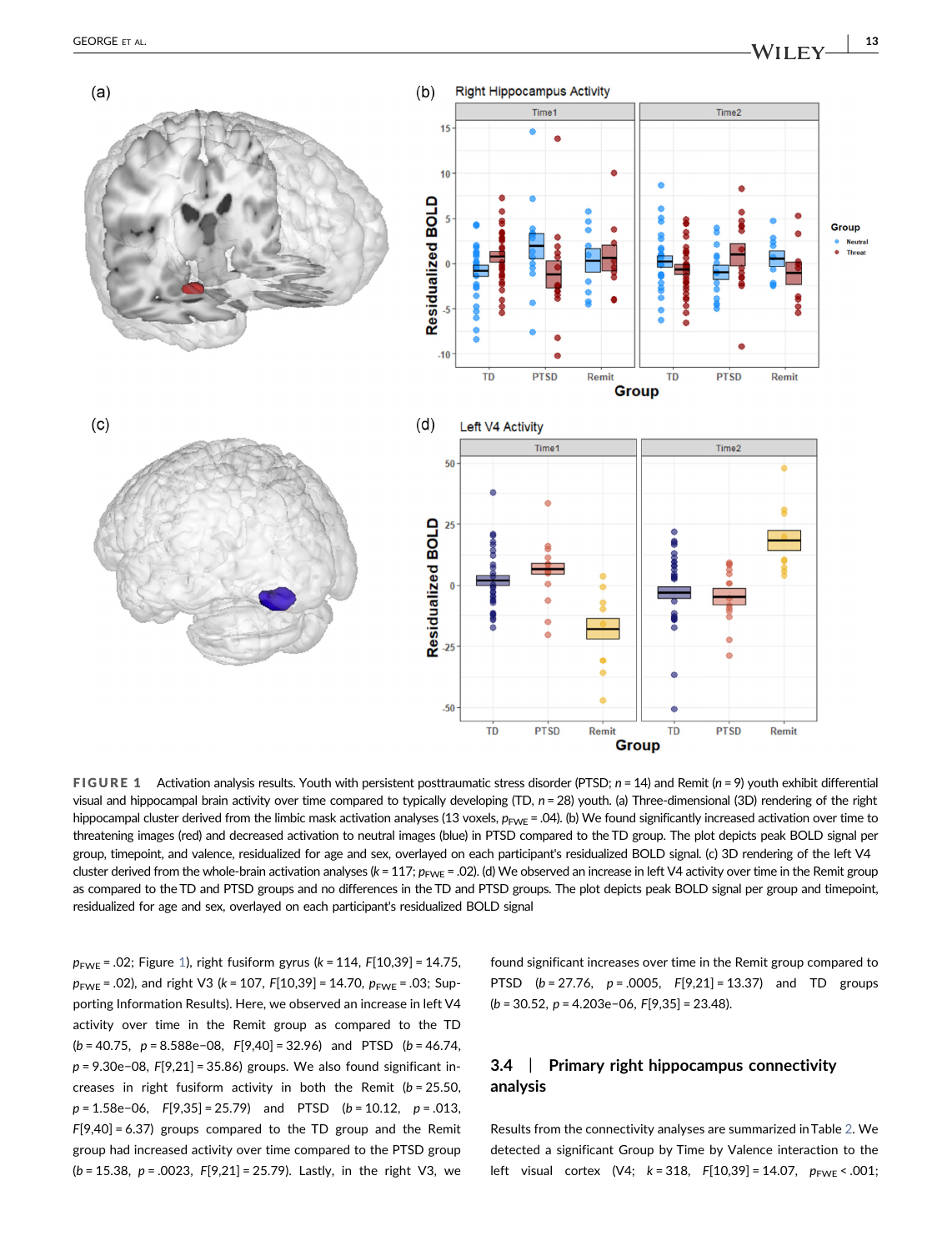**FIGURE 1** Activation analysis results. Youth with persistent posttraumatic stress disorder (PTSD; $n = 14$) and Remit ($n = 9$) youth exhibit differential visual and hippocampal brain activity over time compared to typically developing (TD, $n = 28$) youth. (a) Three-dimensional (3D) rendering of the right hippocampal cluster derived from the limbic mask activation analyses (13 voxels, $p_{FWE} = .04$). (b) We found significantly increased activation over time to threatening images (red) and decreased activation to neutral images (blue) in PTSD compared to the TD group. The plot depicts peak BOLD signal per group, timepoint, and valence, residualized for age and sex, overlayed on each participant's residualized BOLD signal. (c) 3D rendering of the left V4 cluster derived from the whole-brain activation analyses ($k = 117$; $p_{FWE} = .02$). (d) We observed an increase in left V4 activity over time in the Remit group as compared to the TD and PTSD groups and no differences in the TD and PTSD groups. The plot depicts peak BOLD signal per group and timepoint, residualized for age and sex, overlayed on each participant's residualized BOLD signal

$p_{FWE} = .02$; Figure 1), right fusiform gyrus ($k = 114$, $F[10,39] = 14.75$, $p_{FWE} = .02$), and right V3 ($k = 107$, $F[10,39] = 14.70$, $p_{FWE} = .03$; Supporting Information Results). Here, we observed an increase in left V4 activity over time in the Remit group as compared to the TD ($b = 40.75$, $p = 8.588\text{e}{-08}$, $F[9,40] = 32.96$) and PTSD ($b = 46.74$, $p = 9.30\text{e}{-08}$, $F[9,21] = 35.86$) groups. We also found significant increases in right fusiform activity in both the Remit ($b = 25.50$, $p = 1.58\text{e}{-06}$, $F[9,35] = 25.79$) and PTSD ($b = 10.12$, $p = .013$, $F[9,40] = 6.37$) groups compared to the TD group and the Remit group had increased activity over time compared to the PTSD group ($b = 15.38$, $p = .0023$, $F[9,21] = 25.79$). Lastly, in the right V3, we found significant increases over time in the Remit group compared to PTSD ($b = 27.76$, $p = .0005$, $F[9,21] = 13.37$) and TD groups ($b = 30.52$, $p = 4.203\text{e}{-06}$, $F[9,35] = 23.48$).

### 3.4 | Primary right hippocampus connectivity analysis

Results from the connectivity analyses are summarized in Table 2. We detected a significant Group by Time by Valence interaction to the left visual cortex (V4; $k = 318$, $F[10,39] = 14.07$, $p_{FWE} < .001$;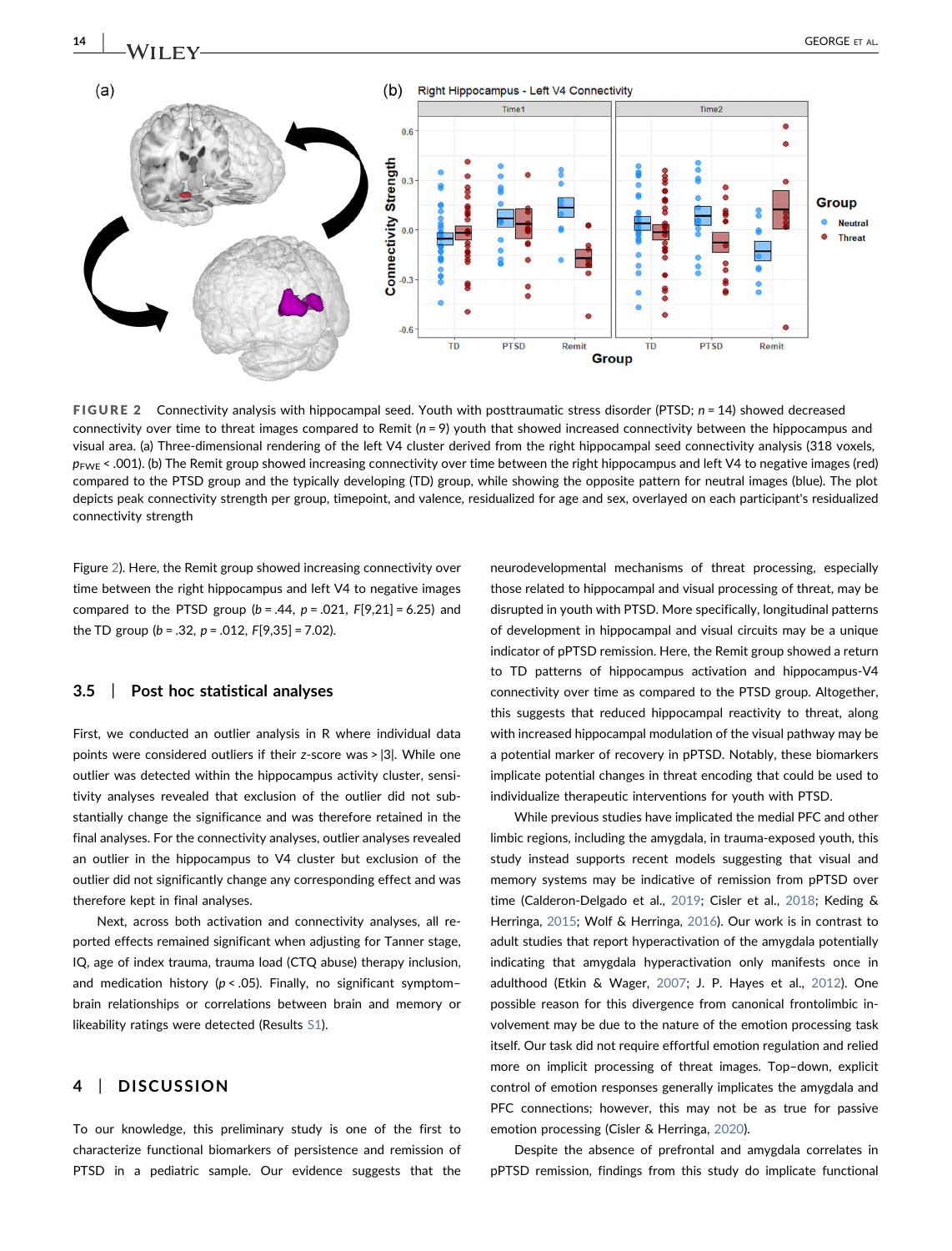FIGURE 2 Connectivity analysis with hippocampal seed. Youth with posttraumatic stress disorder (PTSD; $n = 14$) showed decreased connectivity over time to threat images compared to Remit ($n = 9$) youth that showed increased connectivity between the hippocampus and visual area. (a) Three-dimensional rendering of the left V4 cluster derived from the right hippocampal seed connectivity analysis (318 voxels, $p_{FWE} < .001$). (b) The Remit group showed increasing connectivity over time between the right hippocampus and left V4 to negative images (red) compared to the PTSD group and the typically developing (TD) group, while showing the opposite pattern for neutral images (blue). The plot depicts peak connectivity strength per group, timepoint, and valence, residualized for age and sex, overlayed on each participant's residualized connectivity strength

Figure 2). Here, the Remit group showed increasing connectivity over time between the right hippocampus and left V4 to negative images compared to the PTSD group ($b = .44$, $p = .021$, $F[9,21] = 6.25$) and the TD group ($b = .32$, $p = .012$, $F[9,35] = 7.02$).

### 3.5 | Post hoc statistical analyses

First, we conducted an outlier analysis in R where individual data points were considered outliers if their *z*-score was > |3|. While one outlier was detected within the hippocampus activity cluster, sensitivity analyses revealed that exclusion of the outlier did not substantially change the significance and was therefore retained in the final analyses. For the connectivity analyses, outlier analyses revealed an outlier in the hippocampus to V4 cluster but exclusion of the outlier did not significantly change any corresponding effect and was therefore kept in final analyses.

Next, across both activation and connectivity analyses, all reported effects remained significant when adjusting for Tanner stage, IQ, age of index trauma, trauma load (CTQ abuse) therapy inclusion, and medication history ($p < .05$). Finally, no significant symptom–brain relationships or correlations between brain and memory or likeability ratings were detected (Results S1).

## 4 | DISCUSSION

To our knowledge, this preliminary study is one of the first to characterize functional biomarkers of persistence and remission of PTSD in a pediatric sample. Our evidence suggests that the neurodevelopmental mechanisms of threat processing, especially those related to hippocampal and visual processing of threat, may be disrupted in youth with PTSD. More specifically, longitudinal patterns of development in hippocampal and visual circuits may be a unique indicator of pPTSD remission. Here, the Remit group showed a return to TD patterns of hippocampus activation and hippocampus-V4 connectivity over time as compared to the PTSD group. Altogether, this suggests that reduced hippocampal reactivity to threat, along with increased hippocampal modulation of the visual pathway may be a potential marker of recovery in pPTSD. Notably, these biomarkers implicate potential changes in threat encoding that could be used to individualize therapeutic interventions for youth with PTSD.

While previous studies have implicated the medial PFC and other limbic regions, including the amygdala, in trauma-exposed youth, this study instead supports recent models suggesting that visual and memory systems may be indicative of remission from pPTSD over time (Calderon-Delgado et al., 2019; Cisler et al., 2018; Keding & Herringa, 2015; Wolf & Herringa, 2016). Our work is in contrast to adult studies that report hyperactivation of the amygdala potentially indicating that amygdala hyperactivation only manifests once in adulthood (Etkin & Wager, 2007; J. P. Hayes et al., 2012). One possible reason for this divergence from canonical frontolimbic involvement may be due to the nature of the emotion processing task itself. Our task did not require effortful emotion regulation and relied more on implicit processing of threat images. Top–down, explicit control of emotion responses generally implicates the amygdala and PFC connections; however, this may not be as true for passive emotion processing (Cisler & Herringa, 2020).

Despite the absence of prefrontal and amygdala correlates in pPTSD remission, findings from this study do implicate functional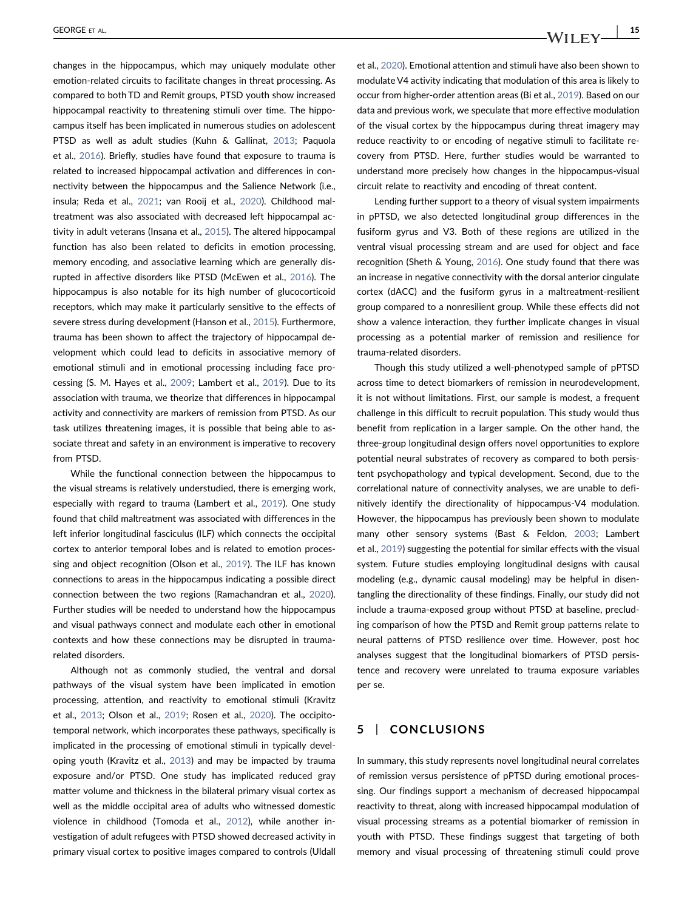changes in the hippocampus, which may uniquely modulate other emotion-related circuits to facilitate changes in threat processing. As compared to both TD and Remit groups, PTSD youth show increased hippocampal reactivity to threatening stimuli over time. The hippocampus itself has been implicated in numerous studies on adolescent PTSD as well as adult studies (Kuhn & Gallinat, 2013; Paquola et al., 2016). Briefly, studies have found that exposure to trauma is related to increased hippocampal activation and differences in connectivity between the hippocampus and the Salience Network (i.e., insula; Reda et al., 2021; van Rooij et al., 2020). Childhood maltreatment was also associated with decreased left hippocampal activity in adult veterans (Insana et al., 2015). The altered hippocampal function has also been related to deficits in emotion processing, memory encoding, and associative learning which are generally disrupted in affective disorders like PTSD (McEwen et al., 2016). The hippocampus is also notable for its high number of glucocorticoid receptors, which may make it particularly sensitive to the effects of severe stress during development (Hanson et al., 2015). Furthermore, trauma has been shown to affect the trajectory of hippocampal development which could lead to deficits in associative memory of emotional stimuli and in emotional processing including face processing (S. M. Hayes et al., 2009; Lambert et al., 2019). Due to its association with trauma, we theorize that differences in hippocampal activity and connectivity are markers of remission from PTSD. As our task utilizes threatening images, it is possible that being able to associate threat and safety in an environment is imperative to recovery from PTSD.

While the functional connection between the hippocampus to the visual streams is relatively understudied, there is emerging work, especially with regard to trauma (Lambert et al., 2019). One study found that child maltreatment was associated with differences in the left inferior longitudinal fasciculus (ILF) which connects the occipital cortex to anterior temporal lobes and is related to emotion processing and object recognition (Olson et al., 2019). The ILF has known connections to areas in the hippocampus indicating a possible direct connection between the two regions (Ramachandran et al., 2020). Further studies will be needed to understand how the hippocampus and visual pathways connect and modulate each other in emotional contexts and how these connections may be disrupted in trauma-related disorders.

Although not as commonly studied, the ventral and dorsal pathways of the visual system have been implicated in emotion processing, attention, and reactivity to emotional stimuli (Kravitz et al., 2013; Olson et al., 2019; Rosen et al., 2020). The occipitotemporal network, which incorporates these pathways, specifically is implicated in the processing of emotional stimuli in typically developing youth (Kravitz et al., 2013) and may be impacted by trauma exposure and/or PTSD. One study has implicated reduced gray matter volume and thickness in the bilateral primary visual cortex as well as the middle occipital area of adults who witnessed domestic violence in childhood (Tomoda et al., 2012), while another investigation of adult refugees with PTSD showed decreased activity in primary visual cortex to positive images compared to controls (Uldall et al., 2020). Emotional attention and stimuli have also been shown to modulate V4 activity indicating that modulation of this area is likely to occur from higher-order attention areas (Bi et al., 2019). Based on our data and previous work, we speculate that more effective modulation of the visual cortex by the hippocampus during threat imagery may reduce reactivity to or encoding of negative stimuli to facilitate recovery from PTSD. Here, further studies would be warranted to understand more precisely how changes in the hippocampus-visual circuit relate to reactivity and encoding of threat content.

Lending further support to a theory of visual system impairments in pPTSD, we also detected longitudinal group differences in the fusiform gyrus and V3. Both of these regions are utilized in the ventral visual processing stream and are used for object and face recognition (Sheth & Young, 2016). One study found that there was an increase in negative connectivity with the dorsal anterior cingulate cortex (dACC) and the fusiform gyrus in a maltreatment-resilient group compared to a nonresilient group. While these effects did not show a valence interaction, they further implicate changes in visual processing as a potential marker of remission and resilience for trauma-related disorders.

Though this study utilized a well-phenotyped sample of pPTSD across time to detect biomarkers of remission in neurodevelopment, it is not without limitations. First, our sample is modest, a frequent challenge in this difficult to recruit population. This study would thus benefit from replication in a larger sample. On the other hand, the three-group longitudinal design offers novel opportunities to explore potential neural substrates of recovery as compared to both persistent psychopathology and typical development. Second, due to the correlational nature of connectivity analyses, we are unable to definitively identify the directionality of hippocampus-V4 modulation. However, the hippocampus has previously been shown to modulate many other sensory systems (Bast & Feldon, 2003; Lambert et al., 2019) suggesting the potential for similar effects with the visual system. Future studies employing longitudinal designs with causal modeling (e.g., dynamic causal modeling) may be helpful in disentangling the directionality of these findings. Finally, our study did not include a trauma-exposed group without PTSD at baseline, precluding comparison of how the PTSD and Remit group patterns relate to neural patterns of PTSD resilience over time. However, post hoc analyses suggest that the longitudinal biomarkers of PTSD persistence and recovery were unrelated to trauma exposure variables per se.

## 5 | CONCLUSIONS

In summary, this study represents novel longitudinal neural correlates of remission versus persistence of pPTSD during emotional processing. Our findings support a mechanism of decreased hippocampal reactivity to threat, along with increased hippocampal modulation of visual processing streams as a potential biomarker of remission in youth with PTSD. These findings suggest that targeting of both memory and visual processing of threatening stimuli could prove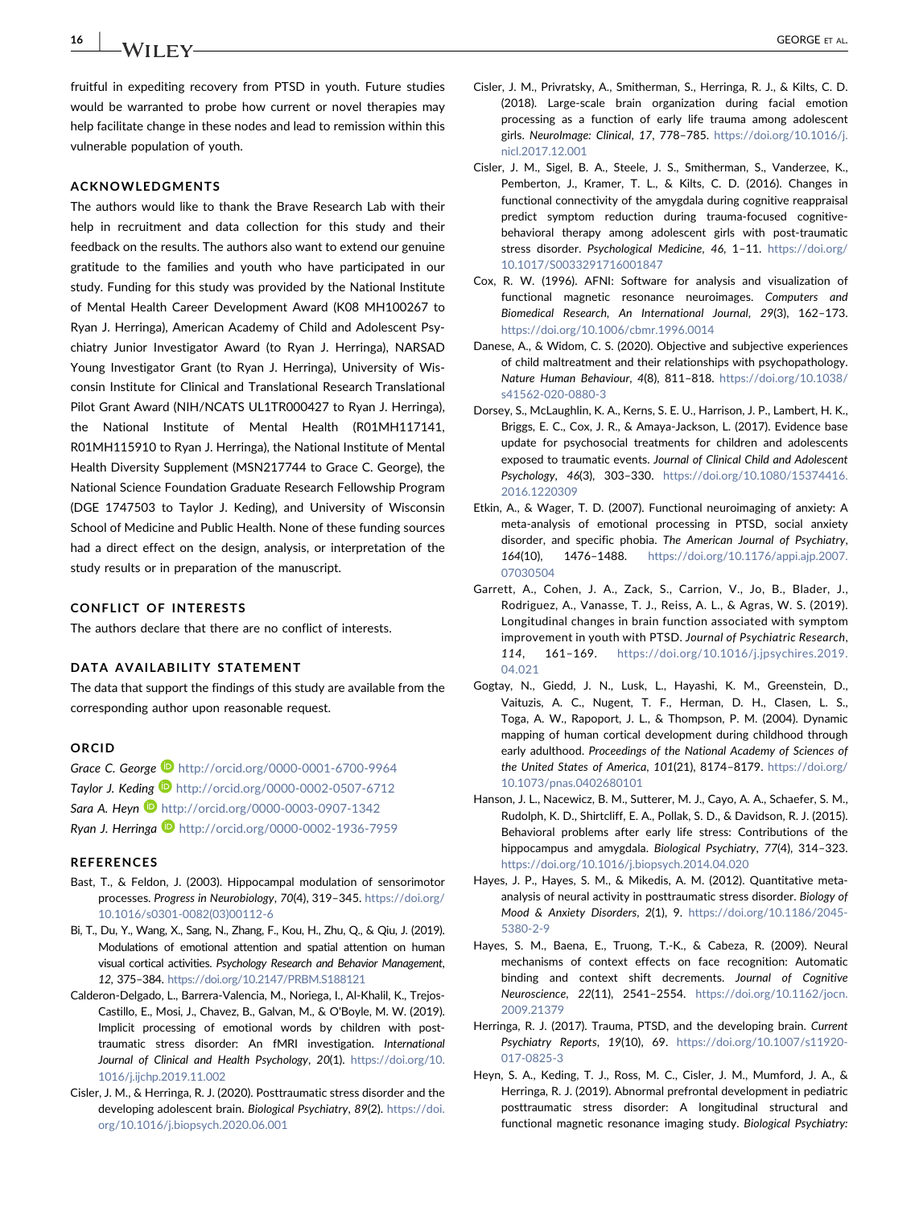fruitful in expediting recovery from PTSD in youth. Future studies would be warranted to probe how current or novel therapies may help facilitate change in these nodes and lead to remission within this vulnerable population of youth.

## ACKNOWLEDGMENTS

The authors would like to thank the Brave Research Lab with their help in recruitment and data collection for this study and their feedback on the results. The authors also want to extend our genuine gratitude to the families and youth who have participated in our study. Funding for this study was provided by the National Institute of Mental Health Career Development Award (K08 MH100267 to Ryan J. Herringa), American Academy of Child and Adolescent Psychiatry Junior Investigator Award (to Ryan J. Herringa), NARSAD Young Investigator Grant (to Ryan J. Herringa), University of Wisconsin Institute for Clinical and Translational Research Translational Pilot Grant Award (NIH/NCATS UL1TR000427 to Ryan J. Herringa), the National Institute of Mental Health (R01MH117141, R01MH115910 to Ryan J. Herringa), the National Institute of Mental Health Diversity Supplement (MSN217744 to Grace C. George), the National Science Foundation Graduate Research Fellowship Program (DGE 1747503 to Taylor J. Keding), and University of Wisconsin School of Medicine and Public Health. None of these funding sources had a direct effect on the design, analysis, or interpretation of the study results or in preparation of the manuscript.

## CONFLICT OF INTERESTS

The authors declare that there are no conflict of interests.

## DATA AVAILABILITY STATEMENT

The data that support the findings of this study are available from the corresponding author upon reasonable request.

## ORCID

*Grace C. George* http://orcid.org/0000-0001-6700-9964
*Taylor J. Keding* http://orcid.org/0000-0002-0507-6712
*Sara A. Heyn* http://orcid.org/0000-0003-0907-1342
*Ryan J. Herringa* http://orcid.org/0000-0002-1936-7959

## REFERENCES

Bast, T., & Feldon, J. (2003). Hippocampal modulation of sensorimotor processes. *Progress in Neurobiology*, *70*(4), 319–345. https://doi.org/10.1016/s0301-0082(03)00112-6

Bi, T., Du, Y., Wang, X., Sang, N., Zhang, F., Kou, H., Zhu, Q., & Qiu, J. (2019). Modulations of emotional attention and spatial attention on human visual cortical activities. *Psychology Research and Behavior Management*, *12*, 375–384. https://doi.org/10.2147/PRBM.S188121

Calderon-Delgado, L., Barrera-Valencia, M., Noriega, I., Al-Khalil, K., Trejos-Castillo, E., Mosi, J., Chavez, B., Galvan, M., & O'Boyle, M. W. (2019). Implicit processing of emotional words by children with post-traumatic stress disorder: An fMRI investigation. *International Journal of Clinical and Health Psychology*, *20*(1). https://doi.org/10.1016/j.ijchp.2019.11.002

Cisler, J. M., & Herringa, R. J. (2020). Posttraumatic stress disorder and the developing adolescent brain. *Biological Psychiatry*, *89*(2). https://doi.org/10.1016/j.biopsych.2020.06.001

Cisler, J. M., Privratsky, A., Smitherman, S., Herringa, R. J., & Kilts, C. D. (2018). Large-scale brain organization during facial emotion processing as a function of early life trauma among adolescent girls. *NeuroImage: Clinical*, *17*, 778–785. https://doi.org/10.1016/j.nicl.2017.12.001

Cisler, J. M., Sigel, B. A., Steele, J. S., Smitherman, S., Vanderzee, K., Pemberton, J., Kramer, T. L., & Kilts, C. D. (2016). Changes in functional connectivity of the amygdala during cognitive reappraisal predict symptom reduction during trauma-focused cognitive-behavioral therapy among adolescent girls with post-traumatic stress disorder. *Psychological Medicine*, *46*, 1–11. https://doi.org/10.1017/S0033291716001847

Cox, R. W. (1996). AFNI: Software for analysis and visualization of functional magnetic resonance neuroimages. *Computers and Biomedical Research, An International Journal*, *29*(3), 162–173. https://doi.org/10.1006/cbmr.1996.0014

Danese, A., & Widom, C. S. (2020). Objective and subjective experiences of child maltreatment and their relationships with psychopathology. *Nature Human Behaviour*, *4*(8), 811–818. https://doi.org/10.1038/s41562-020-0880-3

Dorsey, S., McLaughlin, K. A., Kerns, S. E. U., Harrison, J. P., Lambert, H. K., Briggs, E. C., Cox, J. R., & Amaya-Jackson, L. (2017). Evidence base update for psychosocial treatments for children and adolescents exposed to traumatic events. *Journal of Clinical Child and Adolescent Psychology*, *46*(3), 303–330. https://doi.org/10.1080/15374416.2016.1220309

Etkin, A., & Wager, T. D. (2007). Functional neuroimaging of anxiety: A meta-analysis of emotional processing in PTSD, social anxiety disorder, and specific phobia. *The American Journal of Psychiatry*, *164*(10), 1476–1488. https://doi.org/10.1176/appi.ajp.2007.07030504

Garrett, A., Cohen, J. A., Zack, S., Carrion, V., Jo, B., Blader, J., Rodriguez, A., Vanasse, T. J., Reiss, A. L., & Agras, W. S. (2019). Longitudinal changes in brain function associated with symptom improvement in youth with PTSD. *Journal of Psychiatric Research*, *114*, 161–169. https://doi.org/10.1016/j.jpsychires.2019.04.021

Gogtay, N., Giedd, J. N., Lusk, L., Hayashi, K. M., Greenstein, D., Vaituzis, A. C., Nugent, T. F., Herman, D. H., Clasen, L. S., Toga, A. W., Rapoport, J. L., & Thompson, P. M. (2004). Dynamic mapping of human cortical development during childhood through early adulthood. *Proceedings of the National Academy of Sciences of the United States of America*, *101*(21), 8174–8179. https://doi.org/10.1073/pnas.0402680101

Hanson, J. L., Nacewicz, B. M., Sutterer, M. J., Cayo, A. A., Schaefer, S. M., Rudolph, K. D., Shirtcliff, E. A., Pollak, S. D., & Davidson, R. J. (2015). Behavioral problems after early life stress: Contributions of the hippocampus and amygdala. *Biological Psychiatry*, *77*(4), 314–323. https://doi.org/10.1016/j.biopsych.2014.04.020

Hayes, J. P., Hayes, S. M., & Mikedis, A. M. (2012). Quantitative meta-analysis of neural activity in posttraumatic stress disorder. *Biology of Mood & Anxiety Disorders*, *2*(1), 9. https://doi.org/10.1186/2045-5380-2-9

Hayes, S. M., Baena, E., Truong, T.-K., & Cabeza, R. (2009). Neural mechanisms of context effects on face recognition: Automatic binding and context shift decrements. *Journal of Cognitive Neuroscience*, *22*(11), 2541–2554. https://doi.org/10.1162/jocn.2009.21379

Herringa, R. J. (2017). Trauma, PTSD, and the developing brain. *Current Psychiatry Reports*, *19*(10), 69. https://doi.org/10.1007/s11920-017-0825-3

Heyn, S. A., Keding, T. J., Ross, M. C., Cisler, J. M., Mumford, J. A., & Herringa, R. J. (2019). Abnormal prefrontal development in pediatric posttraumatic stress disorder: A longitudinal structural and functional magnetic resonance imaging study. *Biological Psychiatry:*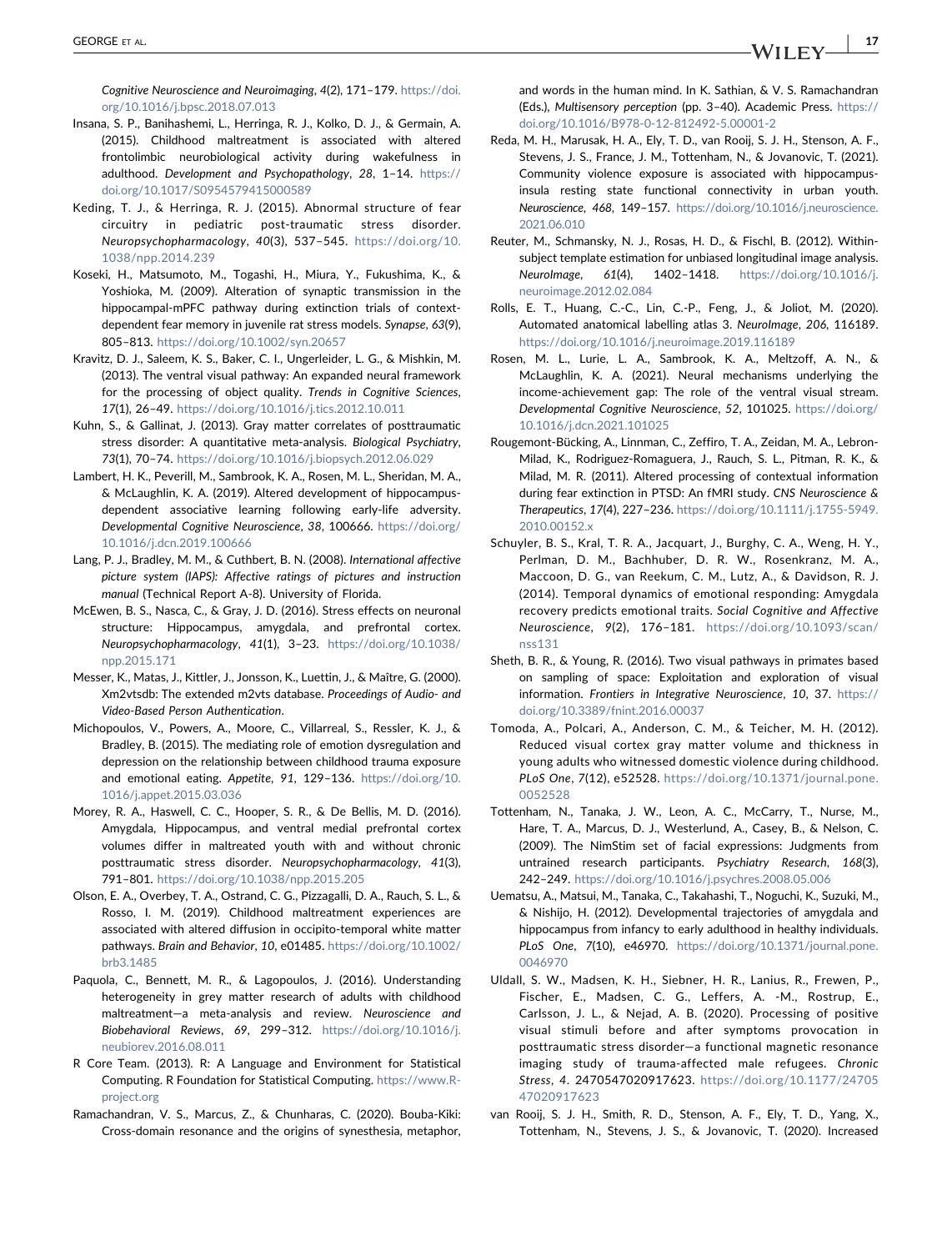*Cognitive Neuroscience and Neuroimaging*, *4*(2), 171–179. https://doi.org/10.1016/j.bpsc.2018.07.013

Insana, S. P., Banihashemi, L., Herringa, R. J., Kolko, D. J., & Germain, A. (2015). Childhood maltreatment is associated with altered frontolimbic neurobiological activity during wakefulness in adulthood. *Development and Psychopathology*, *28*, 1–14. https://doi.org/10.1017/S0954579415000589

Keding, T. J., & Herringa, R. J. (2015). Abnormal structure of fear circuitry in pediatric post-traumatic stress disorder. *Neuropsychopharmacology*, *40*(3), 537–545. https://doi.org/10.1038/npp.2014.239

Koseki, H., Matsumoto, M., Togashi, H., Miura, Y., Fukushima, K., & Yoshioka, M. (2009). Alteration of synaptic transmission in the hippocampal-mPFC pathway during extinction trials of context-dependent fear memory in juvenile rat stress models. *Synapse*, *63*(9), 805–813. https://doi.org/10.1002/syn.20657

Kravitz, D. J., Saleem, K. S., Baker, C. I., Ungerleider, L. G., & Mishkin, M. (2013). The ventral visual pathway: An expanded neural framework for the processing of object quality. *Trends in Cognitive Sciences*, *17*(1), 26–49. https://doi.org/10.1016/j.tics.2012.10.011

Kuhn, S., & Gallinat, J. (2013). Gray matter correlates of posttraumatic stress disorder: A quantitative meta-analysis. *Biological Psychiatry*, *73*(1), 70–74. https://doi.org/10.1016/j.biopsych.2012.06.029

Lambert, H. K., Peverill, M., Sambrook, K. A., Rosen, M. L., Sheridan, M. A., & McLaughlin, K. A. (2019). Altered development of hippocampus-dependent associative learning following early-life adversity. *Developmental Cognitive Neuroscience*, *38*, 100666. https://doi.org/10.1016/j.dcn.2019.100666

Lang, P. J., Bradley, M. M., & Cuthbert, B. N. (2008). *International affective picture system (IAPS): Affective ratings of pictures and instruction manual* (Technical Report A-8). University of Florida.

McEwen, B. S., Nasca, C., & Gray, J. D. (2016). Stress effects on neuronal structure: Hippocampus, amygdala, and prefrontal cortex. *Neuropsychopharmacology*, *41*(1), 3–23. https://doi.org/10.1038/npp.2015.171

Messer, K., Matas, J., Kittler, J., Jonsson, K., Luettin, J., & Maître, G. (2000). Xm2vtsdb: The extended m2vts database. *Proceedings of Audio- and Video-Based Person Authentication*.

Michopoulos, V., Powers, A., Moore, C., Villarreal, S., Ressler, K. J., & Bradley, B. (2015). The mediating role of emotion dysregulation and depression on the relationship between childhood trauma exposure and emotional eating. *Appetite*, *91*, 129–136. https://doi.org/10.1016/j.appet.2015.03.036

Morey, R. A., Haswell, C. C., Hooper, S. R., & De Bellis, M. D. (2016). Amygdala, Hippocampus, and ventral medial prefrontal cortex volumes differ in maltreated youth with and without chronic posttraumatic stress disorder. *Neuropsychopharmacology*, *41*(3), 791–801. https://doi.org/10.1038/npp.2015.205

Olson, E. A., Overbey, T. A., Ostrand, C. G., Pizzagalli, D. A., Rauch, S. L., & Rosso, I. M. (2019). Childhood maltreatment experiences are associated with altered diffusion in occipito-temporal white matter pathways. *Brain and Behavior*, *10*, e01485. https://doi.org/10.1002/brb3.1485

Paquola, C., Bennett, M. R., & Lagopoulos, J. (2016). Understanding heterogeneity in grey matter research of adults with childhood maltreatment—a meta-analysis and review. *Neuroscience and Biobehavioral Reviews*, *69*, 299–312. https://doi.org/10.1016/j.neubiorev.2016.08.011

R Core Team. (2013). R: A Language and Environment for Statistical Computing. R Foundation for Statistical Computing. https://www.R-project.org

Ramachandran, V. S., Marcus, Z., & Chunharas, C. (2020). Bouba-Kiki: Cross-domain resonance and the origins of synesthesia, metaphor, and words in the human mind. In K. Sathian, & V. S. Ramachandran (Eds.), *Multisensory perception* (pp. 3–40). Academic Press. https://doi.org/10.1016/B978-0-12-812492-5.00001-2

Reda, M. H., Marusak, H. A., Ely, T. D., van Rooij, S. J. H., Stenson, A. F., Stevens, J. S., France, J. M., Tottenham, N., & Jovanovic, T. (2021). Community violence exposure is associated with hippocampus-insula resting state functional connectivity in urban youth. *Neuroscience*, *468*, 149–157. https://doi.org/10.1016/j.neuroscience.2021.06.010

Reuter, M., Schmansky, N. J., Rosas, H. D., & Fischl, B. (2012). Within-subject template estimation for unbiased longitudinal image analysis. *NeuroImage*, *61*(4), 1402–1418. https://doi.org/10.1016/j.neuroimage.2012.02.084

Rolls, E. T., Huang, C.-C., Lin, C.-P., Feng, J., & Joliot, M. (2020). Automated anatomical labelling atlas 3. *NeuroImage*, *206*, 116189. https://doi.org/10.1016/j.neuroimage.2019.116189

Rosen, M. L., Lurie, L. A., Sambrook, K. A., Meltzoff, A. N., & McLaughlin, K. A. (2021). Neural mechanisms underlying the income-achievement gap: The role of the ventral visual stream. *Developmental Cognitive Neuroscience*, *52*, 101025. https://doi.org/10.1016/j.dcn.2021.101025

Rougemont-Bücking, A., Linnman, C., Zeffiro, T. A., Zeidan, M. A., Lebron-Milad, K., Rodriguez-Romaguera, J., Rauch, S. L., Pitman, R. K., & Milad, M. R. (2011). Altered processing of contextual information during fear extinction in PTSD: An fMRI study. *CNS Neuroscience & Therapeutics*, *17*(4), 227–236. https://doi.org/10.1111/j.1755-5949.2010.00152.x

Schuyler, B. S., Kral, T. R. A., Jacquart, J., Burghy, C. A., Weng, H. Y., Perlman, D. M., Bachhuber, D. R. W., Rosenkranz, M. A., Maccoon, D. G., van Reekum, C. M., Lutz, A., & Davidson, R. J. (2014). Temporal dynamics of emotional responding: Amygdala recovery predicts emotional traits. *Social Cognitive and Affective Neuroscience*, *9*(2), 176–181. https://doi.org/10.1093/scan/nss131

Sheth, B. R., & Young, R. (2016). Two visual pathways in primates based on sampling of space: Exploitation and exploration of visual information. *Frontiers in Integrative Neuroscience*, *10*, 37. https://doi.org/10.3389/fnint.2016.00037

Tomoda, A., Polcari, A., Anderson, C. M., & Teicher, M. H. (2012). Reduced visual cortex gray matter volume and thickness in young adults who witnessed domestic violence during childhood. *PLoS One*, *7*(12), e52528. https://doi.org/10.1371/journal.pone.0052528

Tottenham, N., Tanaka, J. W., Leon, A. C., McCarry, T., Nurse, M., Hare, T. A., Marcus, D. J., Westerlund, A., Casey, B., & Nelson, C. (2009). The NimStim set of facial expressions: Judgments from untrained research participants. *Psychiatry Research*, *168*(3), 242–249. https://doi.org/10.1016/j.psychres.2008.05.006

Uematsu, A., Matsui, M., Tanaka, C., Takahashi, T., Noguchi, K., Suzuki, M., & Nishijo, H. (2012). Developmental trajectories of amygdala and hippocampus from infancy to early adulthood in healthy individuals. *PLoS One*, *7*(10), e46970. https://doi.org/10.1371/journal.pone.0046970

Uldall, S. W., Madsen, K. H., Siebner, H. R., Lanius, R., Frewen, P., Fischer, E., Madsen, C. G., Leffers, A. -M., Rostrup, E., Carlsson, J. L., & Nejad, A. B. (2020). Processing of positive visual stimuli before and after symptoms provocation in posttraumatic stress disorder—a functional magnetic resonance imaging study of trauma-affected male refugees. *Chronic Stress*, *4*. 2470547020917623. https://doi.org/10.1177/2470547020917623

van Rooij, S. J. H., Smith, R. D., Stenson, A. F., Ely, T. D., Yang, X., Tottenham, N., Stevens, J. S., & Jovanovic, T. (2020). Increased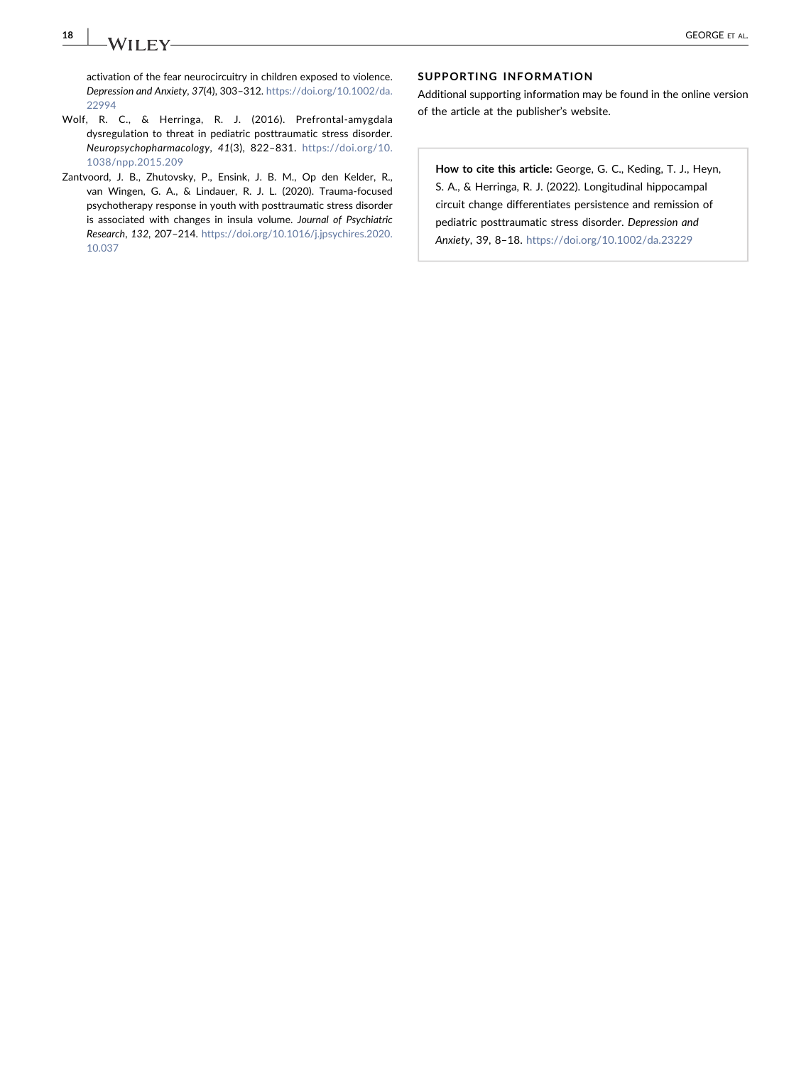activation of the fear neurocircuitry in children exposed to violence. *Depression and Anxiety*, *37*(4), 303–312. https://doi.org/10.1002/da.22994

Wolf, R. C., & Herringa, R. J. (2016). Prefrontal-amygdala dysregulation to threat in pediatric posttraumatic stress disorder. *Neuropsychopharmacology*, *41*(3), 822–831. https://doi.org/10.1038/npp.2015.209

Zantvoord, J. B., Zhutovsky, P., Ensink, J. B. M., Op den Kelder, R., van Wingen, G. A., & Lindauer, R. J. L. (2020). Trauma-focused psychotherapy response in youth with posttraumatic stress disorder is associated with changes in insula volume. *Journal of Psychiatric Research*, *132*, 207–214. https://doi.org/10.1016/j.jpsychires.2020.10.037

## SUPPORTING INFORMATION

Additional supporting information may be found in the online version of the article at the publisher's website.

**How to cite this article:** George, G. C., Keding, T. J., Heyn, S. A., & Herringa, R. J. (2022). Longitudinal hippocampal circuit change differentiates persistence and remission of pediatric posttraumatic stress disorder. *Depression and Anxiety*, 39, 8–18. https://doi.org/10.1002/da.23229